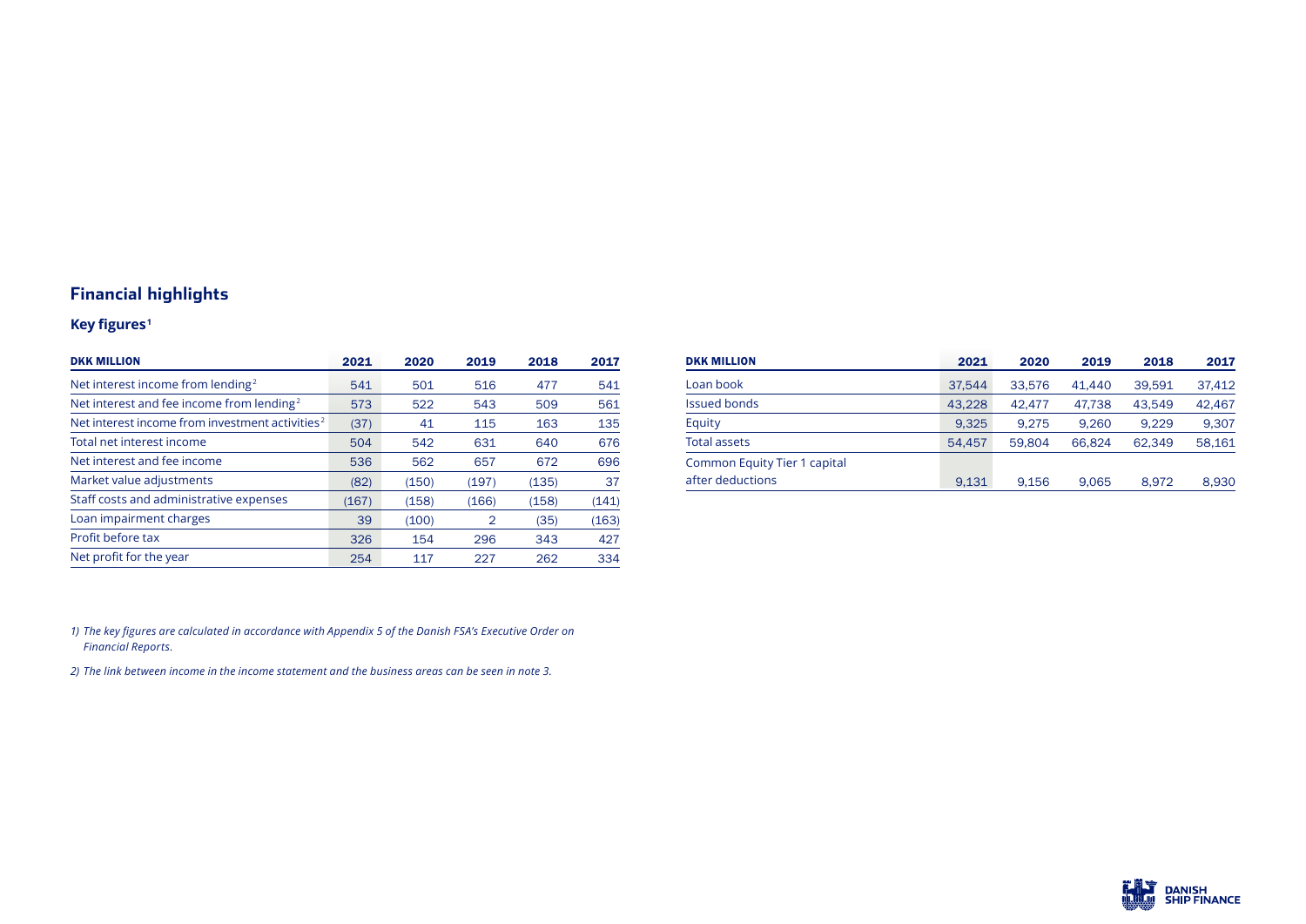## Financial highlights

### Key figures[1]

| DKK MILLION | 2021 | 2020 | 2019 | 2018 | 2017 |
|---|---|---|---|---|---|
| Net interest income from lending[2] | 541 | 501 | 516 | 477 | 541 |
| Net interest and fee income from lending[2] | 573 | 522 | 543 | 509 | 561 |
| Net interest income from investment activities[2] | (37) | 41 | 115 | 163 | 135 |
| Total net interest income | 504 | 542 | 631 | 640 | 676 |
| Net interest and fee income | 536 | 562 | 657 | 672 | 696 |
| Market value adjustments | (82) | (150) | (197) | (135) | 37 |
| Staff costs and administrative expenses | (167) | (158) | (166) | (158) | (141) |
| Loan impairment charges | 39 | (100) | 2 | (35) | (163) |
| Profit before tax | 326 | 154 | 296 | 343 | 427 |
| Net profit for the year | 254 | 117 | 227 | 262 | 334 |

| DKK MILLION | 2021 | 2020 | 2019 | 2018 | 2017 |
|---|---|---|---|---|---|
| Loan book | 37,544 | 33,576 | 41,440 | 39,591 | 37,412 |
| Issued bonds | 43,228 | 42,477 | 47,738 | 43,549 | 42,467 |
| Equity | 9,325 | 9,275 | 9,260 | 9,229 | 9,307 |
| Total assets | 54,457 | 59,804 | 66,824 | 62,349 | 58,161 |
| Common Equity Tier 1 capital after deductions | 9,131 | 9,156 | 9,065 | 8,972 | 8,930 |

*1) The key figures are calculated in accordance with Appendix 5 of the Danish FSA's Executive Order on Financial Reports.*

*2) The link between income in the income statement and the business areas can be seen in note 3.*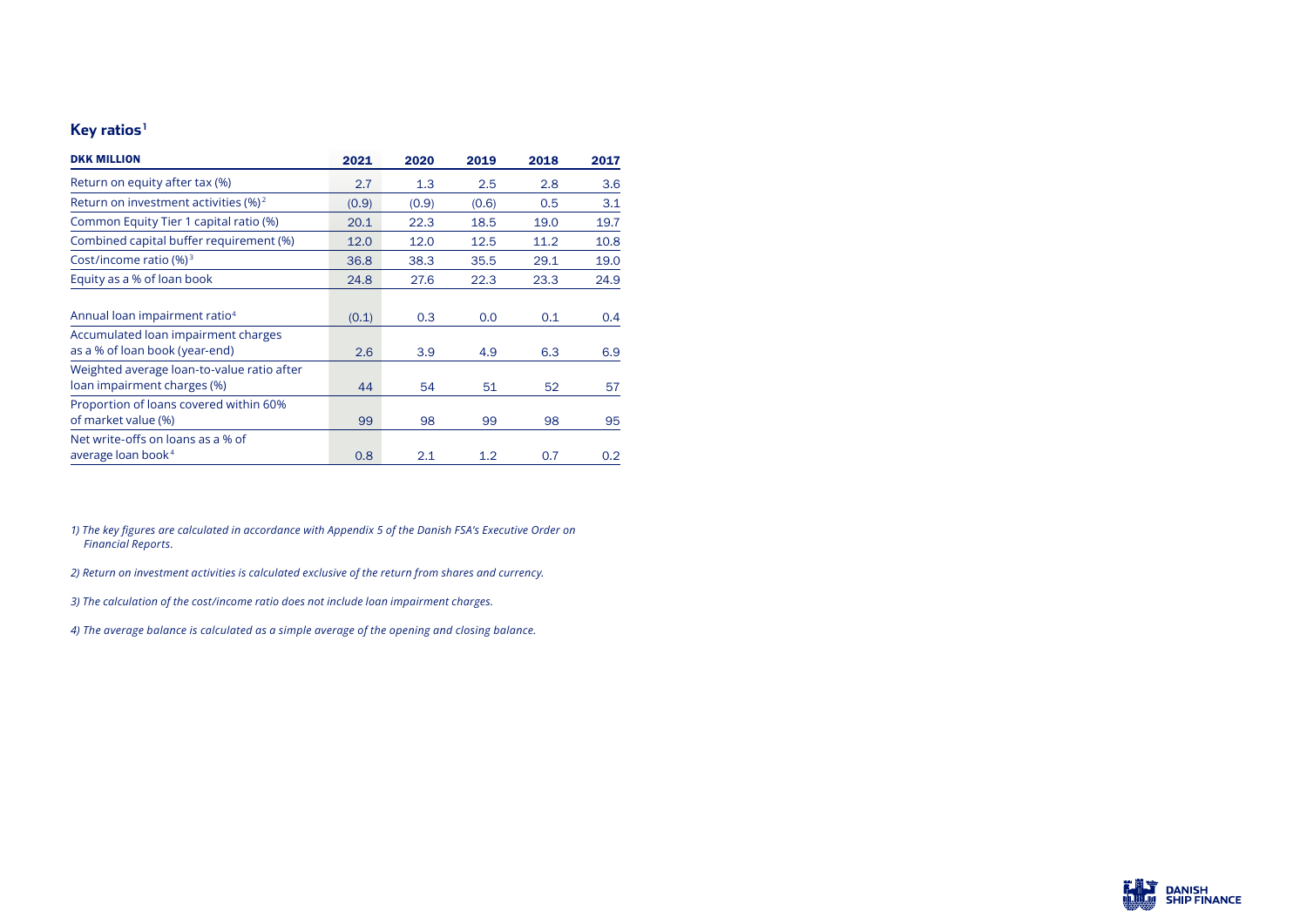## Key ratios[1]

| DKK MILLION | 2021 | 2020 | 2019 | 2018 | 2017 |
|---|---|---|---|---|---|
| Return on equity after tax (%) | 2.7 | 1.3 | 2.5 | 2.8 | 3.6 |
| Return on investment activities (%)[2] | (0.9) | (0.9) | (0.6) | 0.5 | 3.1 |
| Common Equity Tier 1 capital ratio (%) | 20.1 | 22.3 | 18.5 | 19.0 | 19.7 |
| Combined capital buffer requirement (%) | 12.0 | 12.0 | 12.5 | 11.2 | 10.8 |
| Cost/income ratio (%)[3] | 36.8 | 38.3 | 35.5 | 29.1 | 19.0 |
| Equity as a % of loan book | 24.8 | 27.6 | 22.3 | 23.3 | 24.9 |
| Annual loan impairment ratio[4] | (0.1) | 0.3 | 0.0 | 0.1 | 0.4 |
| Accumulated loan impairment charges as a % of loan book (year-end) | 2.6 | 3.9 | 4.9 | 6.3 | 6.9 |
| Weighted average loan-to-value ratio after loan impairment charges (%) | 44 | 54 | 51 | 52 | 57 |
| Proportion of loans covered within 60% of market value (%) | 99 | 98 | 99 | 98 | 95 |
| Net write-offs on loans as a % of average loan book[4] | 0.8 | 2.1 | 1.2 | 0.7 | 0.2 |

*1) The key figures are calculated in accordance with Appendix 5 of the Danish FSA's Executive Order on Financial Reports.*

*2) Return on investment activities is calculated exclusive of the return from shares and currency.*

*3) The calculation of the cost/income ratio does not include loan impairment charges.*

*4) The average balance is calculated as a simple average of the opening and closing balance.*